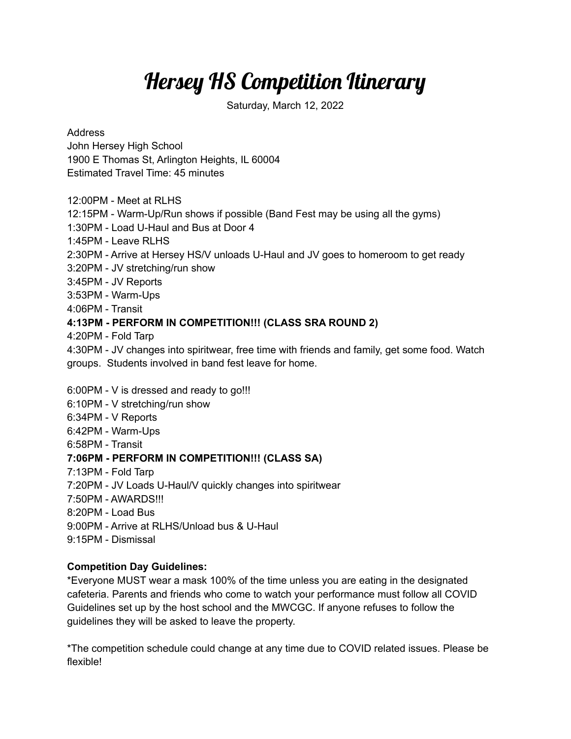# Hersey HS Competition Itinerary

Saturday, March 12, 2022

Address
John Hersey High School
1900 E Thomas St, Arlington Heights, IL 60004
Estimated Travel Time: 45 minutes

12:00PM - Meet at RLHS
12:15PM - Warm-Up/Run shows if possible (Band Fest may be using all the gyms)
1:30PM - Load U-Haul and Bus at Door 4
1:45PM - Leave RLHS
2:30PM - Arrive at Hersey HS/V unloads U-Haul and JV goes to homeroom to get ready
3:20PM - JV stretching/run show
3:45PM - JV Reports
3:53PM - Warm-Ups
4:06PM - Transit
**4:13PM - PERFORM IN COMPETITION!!! (CLASS SRA ROUND 2)**
4:20PM - Fold Tarp
4:30PM - JV changes into spiritwear, free time with friends and family, get some food. Watch groups. Students involved in band fest leave for home.

6:00PM - V is dressed and ready to go!!!
6:10PM - V stretching/run show
6:34PM - V Reports
6:42PM - Warm-Ups
6:58PM - Transit
**7:06PM - PERFORM IN COMPETITION!!! (CLASS SA)**
7:13PM - Fold Tarp
7:20PM - JV Loads U-Haul/V quickly changes into spiritwear
7:50PM - AWARDS!!!
8:20PM - Load Bus
9:00PM - Arrive at RLHS/Unload bus & U-Haul
9:15PM - Dismissal

**Competition Day Guidelines:**
*Everyone MUST wear a mask 100% of the time unless you are eating in the designated cafeteria. Parents and friends who come to watch your performance must follow all COVID Guidelines set up by the host school and the MWCGC. If anyone refuses to follow the guidelines they will be asked to leave the property.

*The competition schedule could change at any time due to COVID related issues. Please be flexible!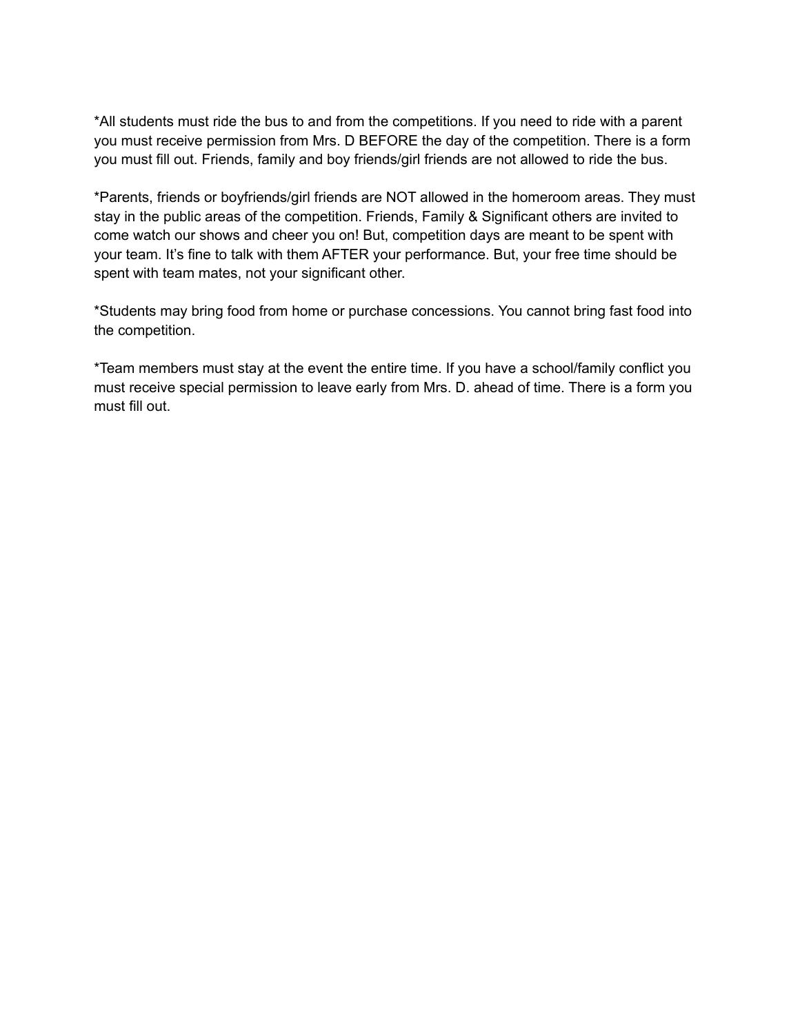*All students must ride the bus to and from the competitions. If you need to ride with a parent you must receive permission from Mrs. D BEFORE the day of the competition. There is a form you must fill out. Friends, family and boy friends/girl friends are not allowed to ride the bus.

*Parents, friends or boyfriends/girl friends are NOT allowed in the homeroom areas. They must stay in the public areas of the competition. Friends, Family & Significant others are invited to come watch our shows and cheer you on! But, competition days are meant to be spent with your team. It's fine to talk with them AFTER your performance. But, your free time should be spent with team mates, not your significant other.

*Students may bring food from home or purchase concessions. You cannot bring fast food into the competition.

*Team members must stay at the event the entire time. If you have a school/family conflict you must receive special permission to leave early from Mrs. D. ahead of time. There is a form you must fill out.